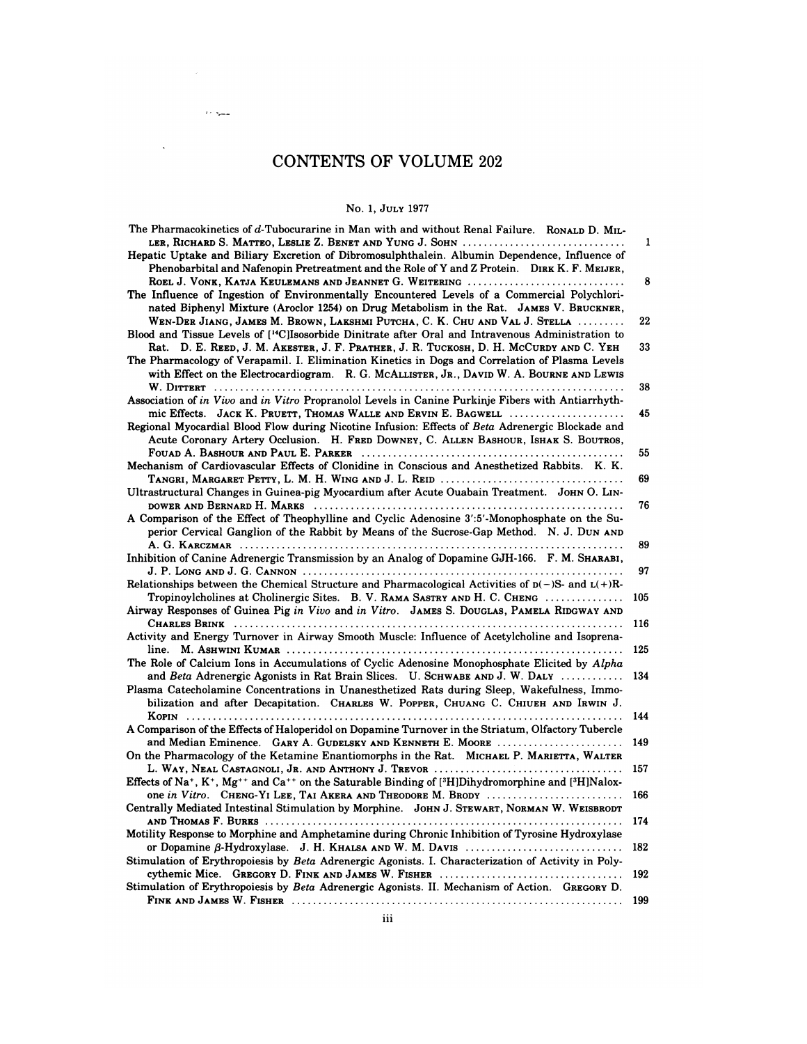# CONTENTS OF VOLUME 202

## No. 1, July 1977

The Pharmacokinetics of *d*-Tubocurarine in Man with and without Renal Failure. RONALD D. MILLER, RICHARD S. MATTEO, LESLIE Z. BENET AND YUNG J. SOHN ..... 1

Hepatic Uptake and Biliary Excretion of Dibromosulphthalein. Albumin Dependence, Influence of Phenobarbital and Nafenopin Pretreatment and the Role of Y and Z Protein. DIRK K. F. MEIJER, ROEL J. VONK, KATJA KEULEMANS AND JEANNET G. WEITERING ..... 8

The Influence of Ingestion of Environmentally Encountered Levels of a Commercial Polychlorinated Biphenyl Mixture (Aroclor 1254) on Drug Metabolism in the Rat. JAMES V. BRUCKNER, WEN-DER JIANG, JAMES M. BROWN, LAKSHMI PUTCHA, C. K. CHU AND VAL J. STELLA ..... 22

Blood and Tissue Levels of [$^{14}$C]Isosorbide Dinitrate after Oral and Intravenous Administration to Rat. D. E. REED, J. M. AKESTER, J. F. PRATHER, J. R. TUCKOSH, D. H. MCCURDY AND C. YEH ..... 33

The Pharmacology of Verapamil. I. Elimination Kinetics in Dogs and Correlation of Plasma Levels with Effect on the Electrocardiogram. R. G. MCALLISTER, JR., DAVID W. A. BOURNE AND LEWIS W. DITTERT ..... 38

Association of *in Vivo* and *in Vitro* Propranolol Levels in Canine Purkinje Fibers with Antiarrhythmic Effects. JACK K. PRUETT, THOMAS WALLE AND ERVIN E. BAGWELL ..... 45

Regional Myocardial Blood Flow during Nicotine Infusion: Effects of *Beta* Adrenergic Blockade and Acute Coronary Artery Occlusion. H. FRED DOWNEY, C. ALLEN BASHOUR, ISHAK S. BOUTROS, FOUAD A. BASHOUR AND PAUL E. PARKER ..... 55

Mechanism of Cardiovascular Effects of Clonidine in Conscious and Anesthetized Rabbits. K. K. TANGRI, MARGARET PETTY, L. M. H. WING AND J. L. REID ..... 69

Ultrastructural Changes in Guinea-pig Myocardium after Acute Ouabain Treatment. JOHN O. LINDOWER AND BERNARD H. MARKS ..... 76

A Comparison of the Effect of Theophylline and Cyclic Adenosine 3':5'-Monophosphate on the Superior Cervical Ganglion of the Rabbit by Means of the Sucrose-Gap Method. N. J. DUN AND A. G. KARCZMAR ..... 89

Inhibition of Canine Adrenergic Transmission by an Analog of Dopamine GJH-166. F. M. SHARABI, J. P. LONG AND J. G. CANNON ..... 97

Relationships between the Chemical Structure and Pharmacological Activities of D(−)S- and L(+)R-Tropinoylcholines at Cholinergic Sites. B. V. RAMA SASTRY AND H. C. CHENG ..... 105

Airway Responses of Guinea Pig *in Vivo* and *in Vitro*. JAMES S. DOUGLAS, PAMELA RIDGWAY AND CHARLES BRINK ..... 116

Activity and Energy Turnover in Airway Smooth Muscle: Influence of Acetylcholine and Isoprenaline. M. ASHWINI KUMAR ..... 125

The Role of Calcium Ions in Accumulations of Cyclic Adenosine Monophosphate Elicited by *Alpha* and *Beta* Adrenergic Agonists in Rat Brain Slices. U. SCHWABE AND J. W. DALY ..... 134

Plasma Catecholamine Concentrations in Unanesthetized Rats during Sleep, Wakefulness, Immobilization and after Decapitation. CHARLES W. POPPER, CHUANG C. CHIUEH AND IRWIN J. KOPIN ..... 144

A Comparison of the Effects of Haloperidol on Dopamine Turnover in the Striatum, Olfactory Tubercle and Median Eminence. GARY A. GUDELSKY AND KENNETH E. MOORE ..... 149

On the Pharmacology of the Ketamine Enantiomorphs in the Rat. MICHAEL P. MARIETTA, WALTER L. WAY, NEAL CASTAGNOLI, JR. AND ANTHONY J. TREVOR ..... 157

Effects of $Na^+$, $K^+$, $Mg^{++}$ and $Ca^{++}$ on the Saturable Binding of [$^3$H]Dihydromorphine and [$^3$H]Naloxone *in Vitro*. CHENG-YI LEE, TAI AKERA AND THEODORE M. BRODY ..... 166

Centrally Mediated Intestinal Stimulation by Morphine. JOHN J. STEWART, NORMAN W. WEISBRODT AND THOMAS F. BURKS ..... 174

Motility Response to Morphine and Amphetamine during Chronic Inhibition of Tyrosine Hydroxylase or Dopamine $\beta$-Hydroxylase. J. H. KHALSA AND W. M. DAVIS ..... 182

Stimulation of Erythropoiesis by *Beta* Adrenergic Agonists. I. Characterization of Activity in Polycythemic Mice. GREGORY D. FINK AND JAMES W. FISHER ..... 192

Stimulation of Erythropoiesis by *Beta* Adrenergic Agonists. II. Mechanism of Action. GREGORY D. FINK AND JAMES W. FISHER ..... 199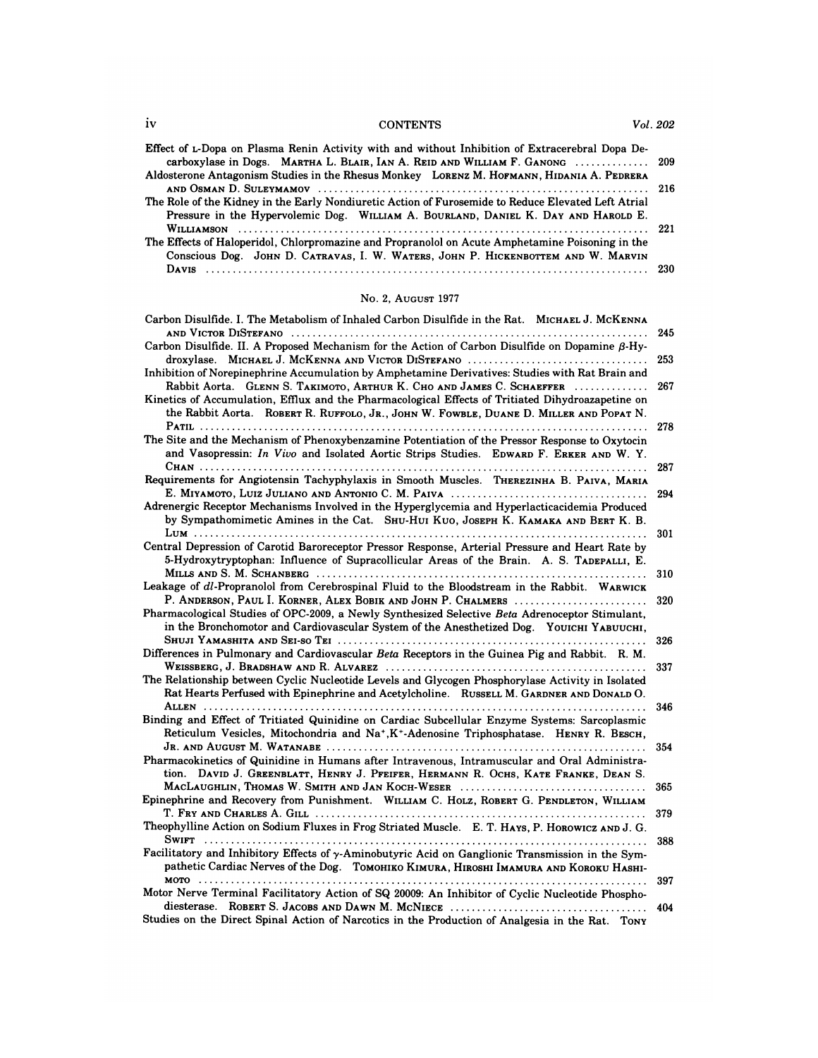Effect of L-Dopa on Plasma Renin Activity with and without Inhibition of Extracerebral Dopa Decarboxylase in Dogs. MARTHA L. BLAIR, IAN A. REID AND WILLIAM F. GANONG .............. 209

Aldosterone Antagonism Studies in the Rhesus Monkey LORENZ M. HOFMANN, HIDANIA A. PEDRERA AND OSMAN D. SULEYMAMOV .............. 216

The Role of the Kidney in the Early Nondiuretic Action of Furosemide to Reduce Elevated Left Atrial Pressure in the Hypervolemic Dog. WILLIAM A. BOURLAND, DANIEL K. DAY AND HAROLD E. WILLIAMSON .............. 221

The Effects of Haloperidol, Chlorpromazine and Propranolol on Acute Amphetamine Poisoning in the Conscious Dog. JOHN D. CATRAVAS, I. W. WATERS, JOHN P. HICKENBOTTEM AND W. MARVIN DAVIS .............. 230

## No. 2, August 1977

Carbon Disulfide. I. The Metabolism of Inhaled Carbon Disulfide in the Rat. MICHAEL J. MCKENNA AND VICTOR DISTEFANO .............. 245

Carbon Disulfide. II. A Proposed Mechanism for the Action of Carbon Disulfide on Dopamine $\beta$-Hydroxylase. MICHAEL J. MCKENNA AND VICTOR DISTEFANO .............. 253

Inhibition of Norepinephrine Accumulation by Amphetamine Derivatives: Studies with Rat Brain and Rabbit Aorta. GLENN S. TAKIMOTO, ARTHUR K. CHO AND JAMES C. SCHAEFFER .............. 267

Kinetics of Accumulation, Efflux and the Pharmacological Effects of Tritiated Dihydroazapetine on the Rabbit Aorta. ROBERT R. RUFFOLO, JR., JOHN W. FOWBLE, DUANE D. MILLER AND POPAT N. PATIL .............. 278

The Site and the Mechanism of Phenoxybenzamine Potentiation of the Pressor Response to Oxytocin and Vasopressin: *In Vivo* and Isolated Aortic Strips Studies. EDWARD F. ERKER AND W. Y. CHAN .............. 287

Requirements for Angiotensin Tachyphylaxis in Smooth Muscles. THEREZINHA B. PAIVA, MARIA E. MIYAMOTO, LUIZ JULIANO AND ANTONIO C. M. PAIVA .............. 294

Adrenergic Receptor Mechanisms Involved in the Hyperglycemia and Hyperlacticacidemia Produced by Sympathomimetic Amines in the Cat. SHU-HUI KUO, JOSEPH K. KAMAKA AND BERT K. B. LUM .............. 301

Central Depression of Carotid Baroreceptor Pressor Response, Arterial Pressure and Heart Rate by 5-Hydroxytryptophan: Influence of Supracollicular Areas of the Brain. A. S. TADEPALLI, E. MILLS AND S. M. SCHANBERG .............. 310

Leakage of *dl*-Propranolol from Cerebrospinal Fluid to the Bloodstream in the Rabbit. WARWICK P. ANDERSON, PAUL I. KORNER, ALEX BOBIK AND JOHN P. CHALMERS .............. 320

Pharmacological Studies of OPC-2009, a Newly Synthesized Selective *Beta* Adrenoceptor Stimulant, in the Bronchomotor and Cardiovascular System of the Anesthetized Dog. YOUICHI YABUUCHI, SHUJI YAMASHITA AND SEI-SO TEI .............. 326

Differences in Pulmonary and Cardiovascular *Beta* Receptors in the Guinea Pig and Rabbit. R. M. WEISSBERG, J. BRADSHAW AND R. ALVAREZ .............. 337

The Relationship between Cyclic Nucleotide Levels and Glycogen Phosphorylase Activity in Isolated Rat Hearts Perfused with Epinephrine and Acetylcholine. RUSSELL M. GARDNER AND DONALD O. ALLEN .............. 346

Binding and Effect of Tritiated Quinidine on Cardiac Subcellular Enzyme Systems: Sarcoplasmic Reticulum Vesicles, Mitochondria and $Na^+,K^+$-Adenosine Triphosphatase. HENRY R. BESCH, JR. AND AUGUST M. WATANABE .............. 354

Pharmacokinetics of Quinidine in Humans after Intravenous, Intramuscular and Oral Administration. DAVID J. GREENBLATT, HENRY J. PFEIFER, HERMANN R. OCHS, KATE FRANKE, DEAN S. MACLAUGHLIN, THOMAS W. SMITH AND JAN KOCH-WESER .............. 365

Epinephrine and Recovery from Punishment. WILLIAM C. HOLZ, ROBERT G. PENDLETON, WILLIAM T. FRY AND CHARLES A. GILL .............. 379

Theophylline Action on Sodium Fluxes in Frog Striated Muscle. E. T. HAYS, P. HOROWICZ AND J. G. SWIFT .............. 388

Facilitatory and Inhibitory Effects of $\gamma$-Aminobutyric Acid on Ganglionic Transmission in the Sympathetic Cardiac Nerves of the Dog. TOMOHIKO KIMURA, HIROSHI IMAMURA AND KOROKU HASHIMOTO .............. 397

Motor Nerve Terminal Facilitatory Action of SQ 20009: An Inhibitor of Cyclic Nucleotide Phosphodiesterase. ROBERT S. JACOBS AND DAWN M. MCNIECE .............. 404

Studies on the Direct Spinal Action of Narcotics in the Production of Analgesia in the Rat. TONY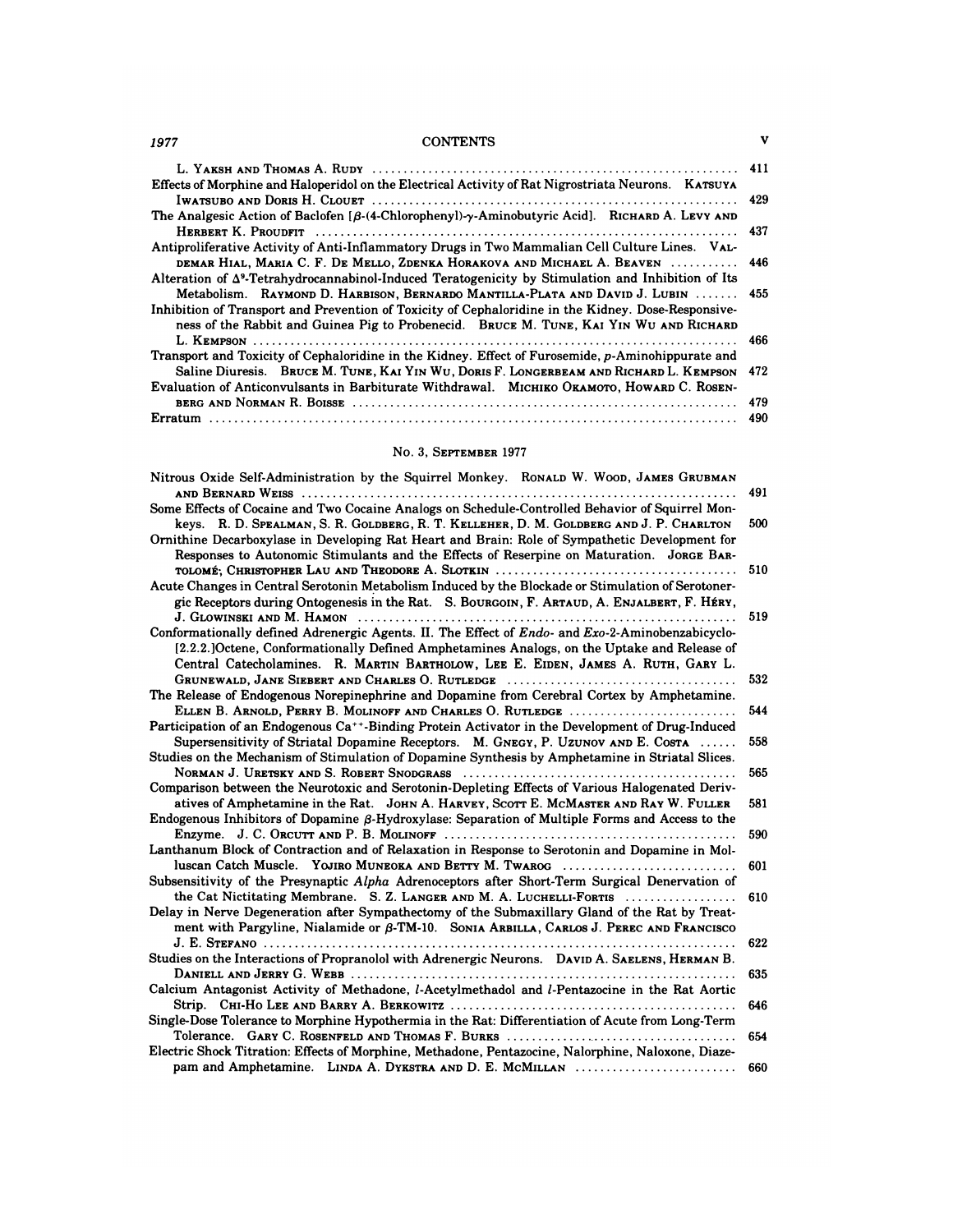L. YAKSH AND THOMAS A. RUDY ........................................................ 411

Effects of Morphine and Haloperidol on the Electrical Activity of Rat Nigrostriata Neurons. KATSUYA IWATSUBO AND DORIS H. CLOUET ........................................................ 429

The Analgesic Action of Baclofen [β-(4-Chlorophenyl)-γ-Aminobutyric Acid]. RICHARD A. LEVY AND HERBERT K. PROUDFIT ........................................................ 437

Antiproliferative Activity of Anti-Inflammatory Drugs in Two Mammalian Cell Culture Lines. VALDEMAR HIAL, MARIA C. F. DE MELLO, ZDENKA HORAKOVA AND MICHAEL A. BEAVEN ........... 446

Alteration of $\Delta^9$-Tetrahydrocannabinol-Induced Teratogenicity by Stimulation and Inhibition of Its Metabolism. RAYMOND D. HARBISON, BERNARDO MANTILLA-PLATA AND DAVID J. LUBIN ....... 455

Inhibition of Transport and Prevention of Toxicity of Cephaloridine in the Kidney. Dose-Responsiveness of the Rabbit and Guinea Pig to Probenecid. BRUCE M. TUNE, KAI YIN WU AND RICHARD L. KEMPSON ........................................................ 466

Transport and Toxicity of Cephaloridine in the Kidney. Effect of Furosemide, p-Aminohippurate and Saline Diuresis. BRUCE M. TUNE, KAI YIN WU, DORIS F. LONGERBEAM AND RICHARD L. KEMPSON 472

Evaluation of Anticonvulsants in Barbiturate Withdrawal. MICHIKO OKAMOTO, HOWARD C. ROSENBERG AND NORMAN R. BOISSE ........................................................ 479

Erratum ........................................................ 490

## No. 3, SEPTEMBER 1977

Nitrous Oxide Self-Administration by the Squirrel Monkey. RONALD W. WOOD, JAMES GRUBMAN AND BERNARD WEISS ........................................................ 491

Some Effects of Cocaine and Two Cocaine Analogs on Schedule-Controlled Behavior of Squirrel Monkeys. R. D. SPEALMAN, S. R. GOLDBERG, R. T. KELLEHER, D. M. GOLDBERG AND J. P. CHARLTON 500

Ornithine Decarboxylase in Developing Rat Heart and Brain: Role of Sympathetic Development for Responses to Autonomic Stimulants and the Effects of Reserpine on Maturation. JORGE BARTOLOMÉ; CHRISTOPHER LAU AND THEODORE A. SLOTKIN ........................................................ 510

Acute Changes in Central Serotonin Metabolism Induced by the Blockade or Stimulation of Serotonergic Receptors during Ontogenesis in the Rat. S. BOURGOIN, F. ARTAUD, A. ENJALBERT, F. HÉRY, J. GLOWINSKI AND M. HAMON ........................................................ 519

Conformationally defined Adrenergic Agents. II. The Effect of *Endo*- and *Exo*-2-Aminobenzabicyclo-[2.2.2.]Octene, Conformationally Defined Amphetamines Analogs, on the Uptake and Release of Central Catecholamines. R. MARTIN BARTHOLOW, LEE E. EIDEN, JAMES A. RUTH, GARY L. GRUNEWALD, JANE SIEBERT AND CHARLES O. RUTLEDGE ........................................................ 532

The Release of Endogenous Norepinephrine and Dopamine from Cerebral Cortex by Amphetamine. ELLEN B. ARNOLD, PERRY B. MOLINOFF AND CHARLES O. RUTLEDGE ........................................................ 544

Participation of an Endogenous $Ca^{++}$-Binding Protein Activator in the Development of Drug-Induced Supersensitivity of Striatal Dopamine Receptors. M. GNEGY, P. UZUNOV AND E. COSTA ...... 558

Studies on the Mechanism of Stimulation of Dopamine Synthesis by Amphetamine in Striatal Slices. NORMAN J. URETSKY AND S. ROBERT SNODGRASS ........................................................ 565

Comparison between the Neurotoxic and Serotonin-Depleting Effects of Various Halogenated Derivatives of Amphetamine in the Rat. JOHN A. HARVEY, SCOTT E. MCMASTER AND RAY W. FULLER 581

Endogenous Inhibitors of Dopamine β-Hydroxylase: Separation of Multiple Forms and Access to the Enzyme. J. C. ORCUTT AND P. B. MOLINOFF ........................................................ 590

Lanthanum Block of Contraction and of Relaxation in Response to Serotonin and Dopamine in Molluscan Catch Muscle. YOJIRO MUNEOKA AND BETTY M. TWAROG ........................................................ 601

Subsensitivity of the Presynaptic *Alpha* Adrenoceptors after Short-Term Surgical Denervation of the Cat Nictitating Membrane. S. Z. LANGER AND M. A. LUCHELLI-FORTIS .................. 610

Delay in Nerve Degeneration after Sympathectomy of the Submaxillary Gland of the Rat by Treatment with Pargyline, Nialamide or β-TM-10. SONIA ARBILLA, CARLOS J. PEREC AND FRANCISCO J. E. STEFANO ........................................................ 622

Studies on the Interactions of Propranolol with Adrenergic Neurons. DAVID A. SAELENS, HERMAN B. DANIELL AND JERRY G. WEBB ........................................................ 635

Calcium Antagonist Activity of Methadone, *l*-Acetylmethadol and *l*-Pentazocine in the Rat Aortic Strip. CHI-HO LEE AND BARRY A. BERKOWITZ ........................................................ 646

Single-Dose Tolerance to Morphine Hypothermia in the Rat: Differentiation of Acute from Long-Term Tolerance. GARY C. ROSENFELD AND THOMAS F. BURKS ........................................................ 654

Electric Shock Titration: Effects of Morphine, Methadone, Pentazocine, Nalorphine, Naloxone, Diazepam and Amphetamine. LINDA A. DYKSTRA AND D. E. MCMILLAN ........................................................ 660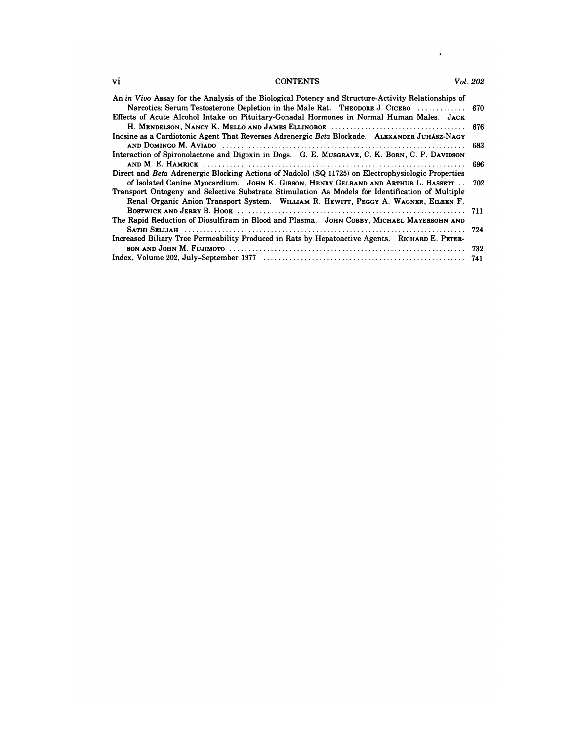An *in Vivo* Assay for the Analysis of the Biological Potency and Structure-Activity Relationships of Narcotics: Serum Testosterone Depletion in the Male Rat. THEODORE J. CICERO ............ 670

Effects of Acute Alcohol Intake on Pituitary-Gonadal Hormones in Normal Human Males. JACK H. MENDELSON, NANCY K. MELLO AND JAMES ELLINGBOE .................................... 676

Inosine as a Cardiotonic Agent That Reverses Adrenergic *Beta* Blockade. ALEXANDER JUHÁSZ-NAGY AND DOMINGO M. AVIADO .................................................................. 683

Interaction of Spironolactone and Digoxin in Dogs. G. E. MUSGRAVE, C. K. BORN, C. P. DAVIDSON AND M. E. HAMRICK ..................................................................... 696

Direct and *Beta* Adrenergic Blocking Actions of Nadolol (SQ 11725) on Electrophysiologic Properties of Isolated Canine Myocardium. JOHN K. GIBSON, HENRY GELBAND AND ARTHUR L. BASSETT .. 702

Transport Ontogeny and Selective Substrate Stimulation As Models for Identification of Multiple Renal Organic Anion Transport System. WILLIAM R. HEWITT, PEGGY A. WAGNER, EILEEN F. BOSTWICK AND JERRY B. HOOK ............................................................ 711

The Rapid Reduction of Diosulfiram in Blood and Plasma. JOHN COBBY, MICHAEL MAYERSOHN AND SATHI SELLIAH ........................................................................... 724

Increased Biliary Tree Permeability Produced in Rats by Hepatoactive Agents. RICHARD E. PETERSON AND JOHN M. FUJIMOTO .............................................................. 732

Index, Volume 202, July–September 1977 ...................................................... 741